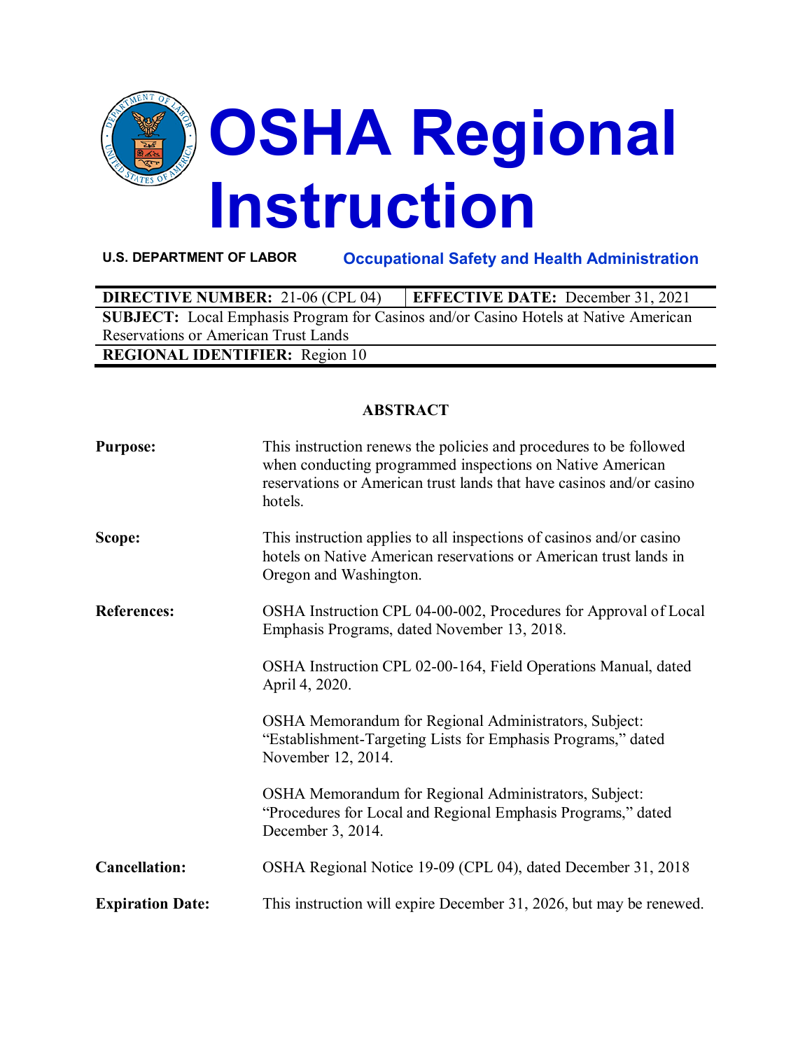# OSHA Regional Instruction

**U.S. DEPARTMENT OF LABOR** | **Occupational Safety and Health Administration**

| **DIRECTIVE NUMBER:** 21-06 (CPL 04) | **EFFECTIVE DATE:** December 31, 2021 |
|---|---|
| **SUBJECT:** Local Emphasis Program for Casinos and/or Casino Hotels at Native American Reservations or American Trust Lands | |
| **REGIONAL IDENTIFIER:** Region 10 | |

## ABSTRACT

**Purpose:** This instruction renews the policies and procedures to be followed when conducting programmed inspections on Native American reservations or American trust lands that have casinos and/or casino hotels.

**Scope:** This instruction applies to all inspections of casinos and/or casino hotels on Native American reservations or American trust lands in Oregon and Washington.

**References:** OSHA Instruction CPL 04-00-002, Procedures for Approval of Local Emphasis Programs, dated November 13, 2018.

OSHA Instruction CPL 02-00-164, Field Operations Manual, dated April 4, 2020.

OSHA Memorandum for Regional Administrators, Subject: "Establishment-Targeting Lists for Emphasis Programs," dated November 12, 2014.

OSHA Memorandum for Regional Administrators, Subject: "Procedures for Local and Regional Emphasis Programs," dated December 3, 2014.

**Cancellation:** OSHA Regional Notice 19-09 (CPL 04), dated December 31, 2018

**Expiration Date:** This instruction will expire December 31, 2026, but may be renewed.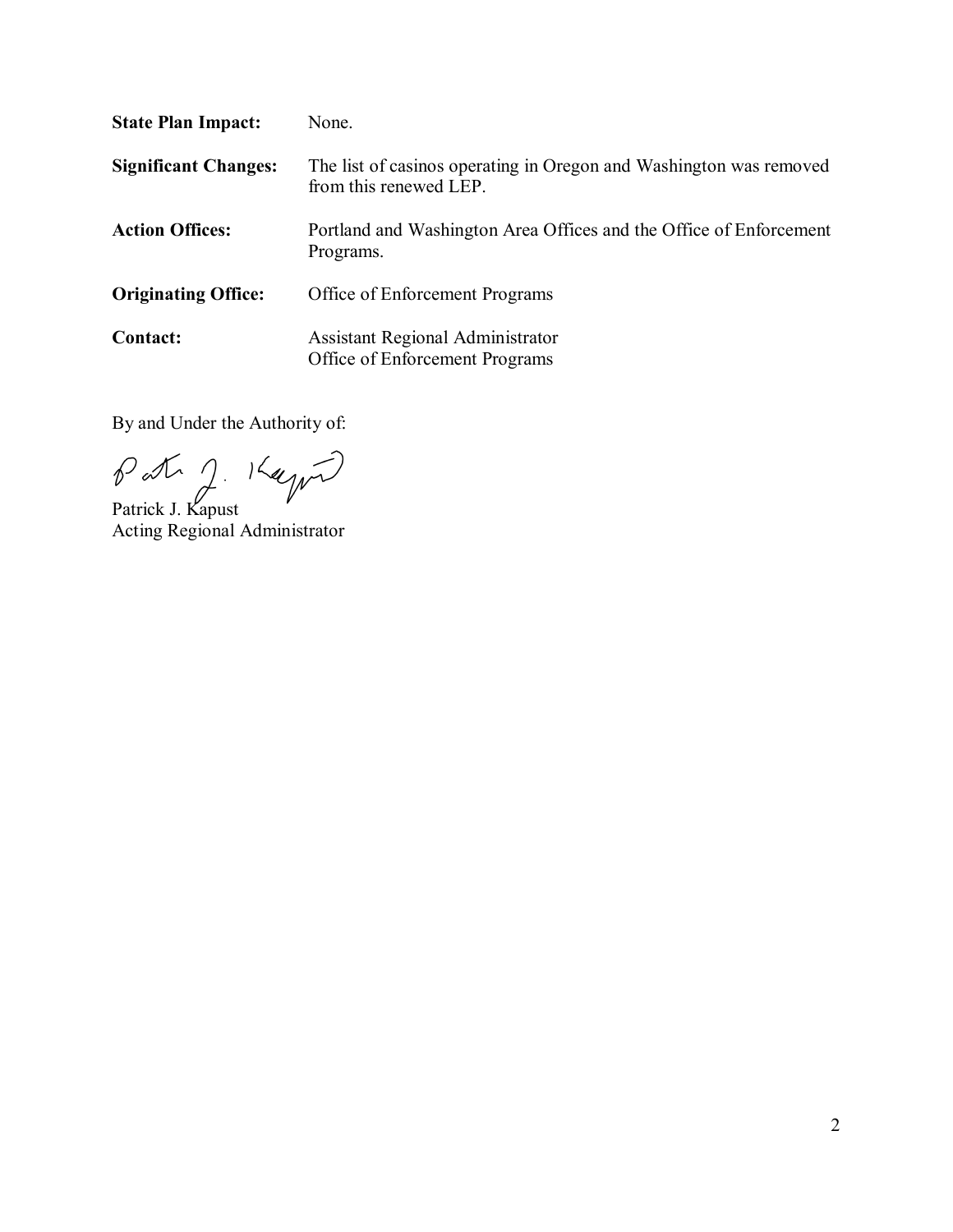**State Plan Impact:** None.

**Significant Changes:** The list of casinos operating in Oregon and Washington was removed from this renewed LEP.

**Action Offices:** Portland and Washington Area Offices and the Office of Enforcement Programs.

**Originating Office:** Office of Enforcement Programs

**Contact:** Assistant Regional Administrator
Office of Enforcement Programs

By and Under the Authority of:

Patrick J. Kapust
Acting Regional Administrator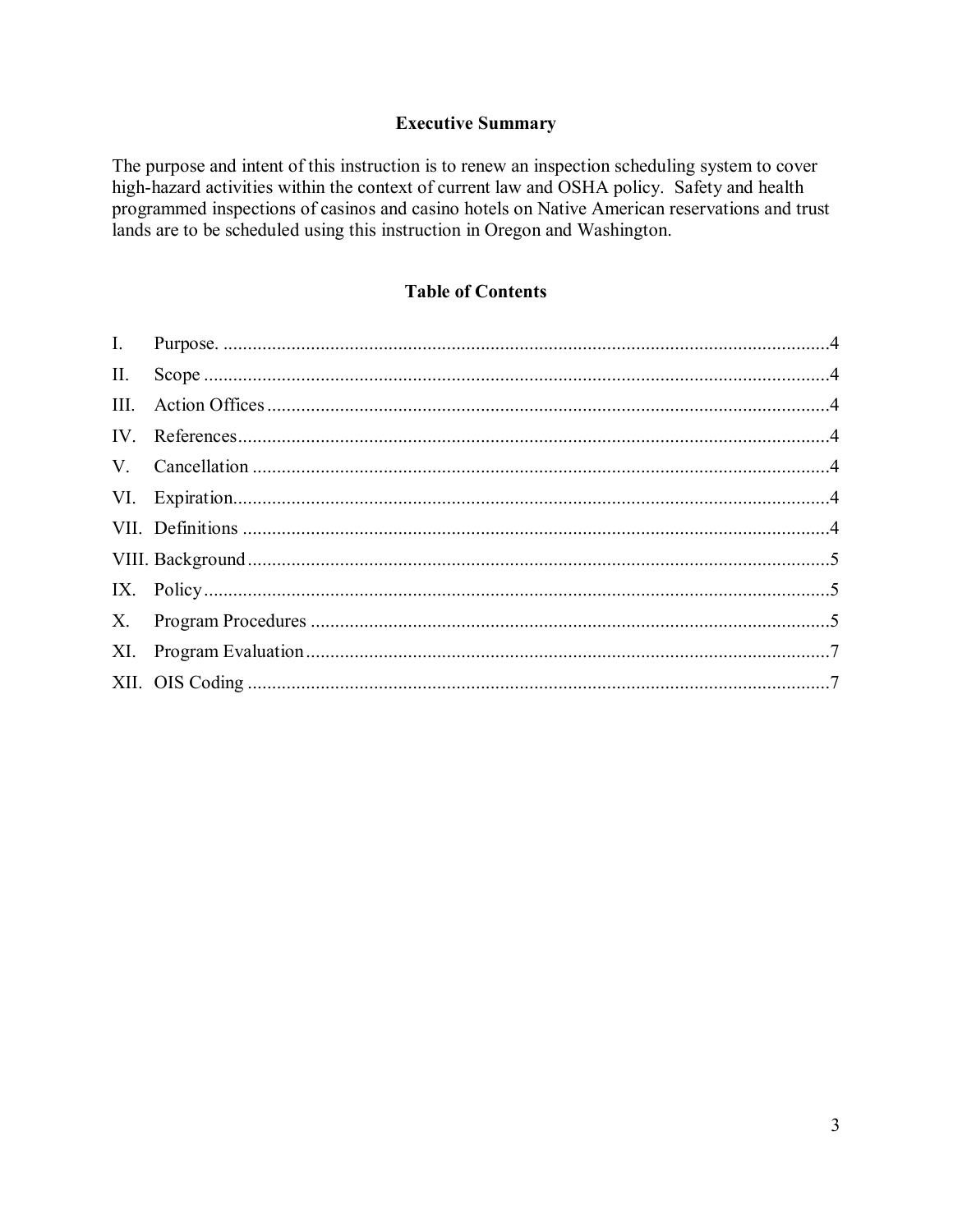## Executive Summary

The purpose and intent of this instruction is to renew an inspection scheduling system to cover high-hazard activities within the context of current law and OSHA policy. Safety and health programmed inspections of casinos and casino hotels on Native American reservations and trust lands are to be scheduled using this instruction in Oregon and Washington.

## Table of Contents

I. Purpose. ....................................................................................................................4

II. Scope ........................................................................................................................4

III. Action Offices ..........................................................................................................4

IV. References................................................................................................................4

V. Cancellation ..............................................................................................................4

VI. Expiration.................................................................................................................4

VII. Definitions ..............................................................................................................4

VIII. Background ............................................................................................................5

IX. Policy ........................................................................................................................5

X. Program Procedures ..................................................................................................5

XI. Program Evaluation ..................................................................................................7

XII. OIS Coding .............................................................................................................7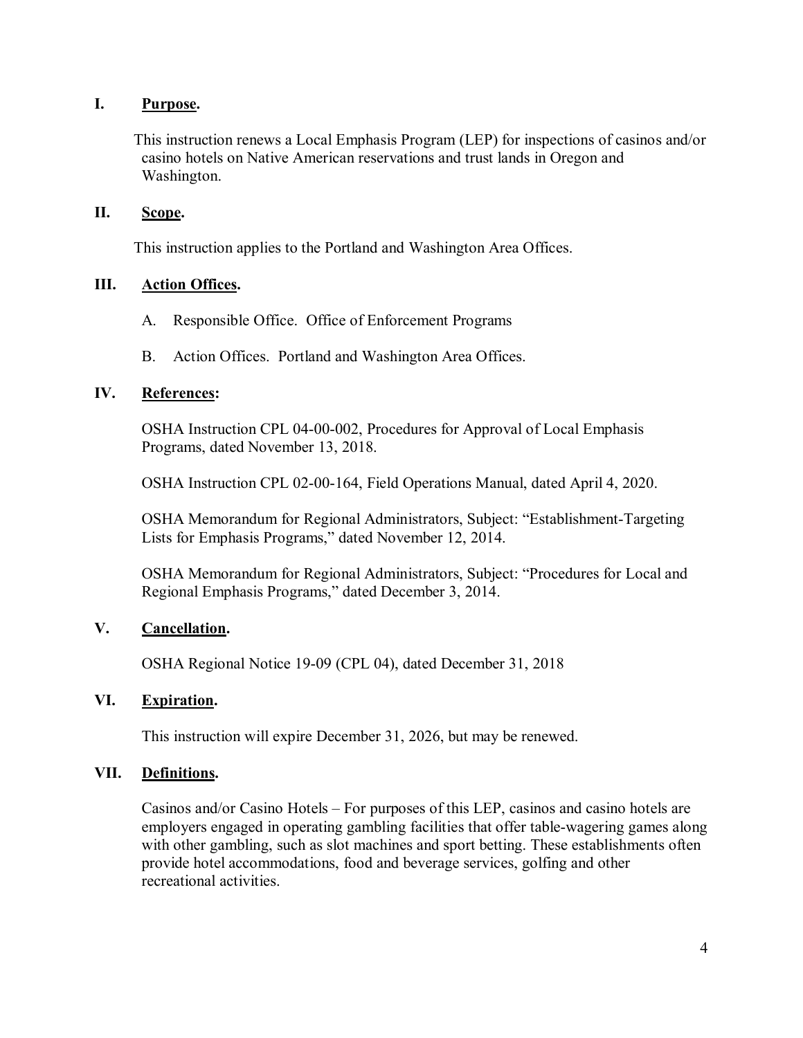## I. Purpose.

This instruction renews a Local Emphasis Program (LEP) for inspections of casinos and/or casino hotels on Native American reservations and trust lands in Oregon and Washington.

## II. Scope.

This instruction applies to the Portland and Washington Area Offices.

## III. Action Offices.

A. Responsible Office. Office of Enforcement Programs

B. Action Offices. Portland and Washington Area Offices.

## IV. References:

OSHA Instruction CPL 04-00-002, Procedures for Approval of Local Emphasis Programs, dated November 13, 2018.

OSHA Instruction CPL 02-00-164, Field Operations Manual, dated April 4, 2020.

OSHA Memorandum for Regional Administrators, Subject: "Establishment-Targeting Lists for Emphasis Programs," dated November 12, 2014.

OSHA Memorandum for Regional Administrators, Subject: "Procedures for Local and Regional Emphasis Programs," dated December 3, 2014.

## V. Cancellation.

OSHA Regional Notice 19-09 (CPL 04), dated December 31, 2018

## VI. Expiration.

This instruction will expire December 31, 2026, but may be renewed.

## VII. Definitions.

Casinos and/or Casino Hotels – For purposes of this LEP, casinos and casino hotels are employers engaged in operating gambling facilities that offer table-wagering games along with other gambling, such as slot machines and sport betting. These establishments often provide hotel accommodations, food and beverage services, golfing and other recreational activities.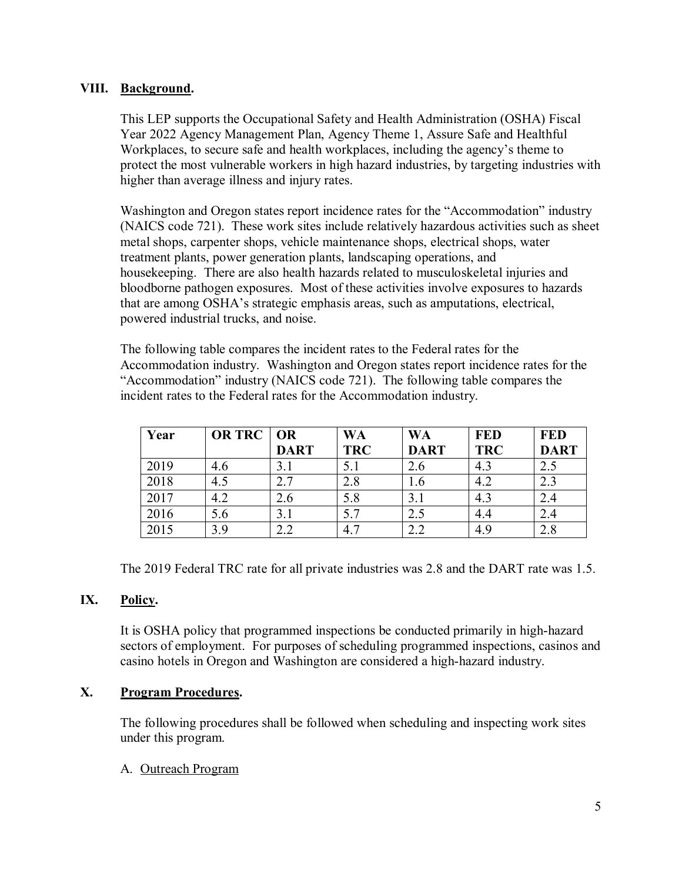## VIII. Background.

This LEP supports the Occupational Safety and Health Administration (OSHA) Fiscal Year 2022 Agency Management Plan, Agency Theme 1, Assure Safe and Healthful Workplaces, to secure safe and health workplaces, including the agency's theme to protect the most vulnerable workers in high hazard industries, by targeting industries with higher than average illness and injury rates.

Washington and Oregon states report incidence rates for the "Accommodation" industry (NAICS code 721). These work sites include relatively hazardous activities such as sheet metal shops, carpenter shops, vehicle maintenance shops, electrical shops, water treatment plants, power generation plants, landscaping operations, and housekeeping. There are also health hazards related to musculoskeletal injuries and bloodborne pathogen exposures. Most of these activities involve exposures to hazards that are among OSHA's strategic emphasis areas, such as amputations, electrical, powered industrial trucks, and noise.

The following table compares the incident rates to the Federal rates for the Accommodation industry. Washington and Oregon states report incidence rates for the "Accommodation" industry (NAICS code 721). The following table compares the incident rates to the Federal rates for the Accommodation industry.

| Year | OR TRC | OR DART | WA TRC | WA DART | FED TRC | FED DART |
|---|---|---|---|---|---|---|
| 2019 | 4.6 | 3.1 | 5.1 | 2.6 | 4.3 | 2.5 |
| 2018 | 4.5 | 2.7 | 2.8 | 1.6 | 4.2 | 2.3 |
| 2017 | 4.2 | 2.6 | 5.8 | 3.1 | 4.3 | 2.4 |
| 2016 | 5.6 | 3.1 | 5.7 | 2.5 | 4.4 | 2.4 |
| 2015 | 3.9 | 2.2 | 4.7 | 2.2 | 4.9 | 2.8 |

The 2019 Federal TRC rate for all private industries was 2.8 and the DART rate was 1.5.

## IX. Policy.

It is OSHA policy that programmed inspections be conducted primarily in high-hazard sectors of employment. For purposes of scheduling programmed inspections, casinos and casino hotels in Oregon and Washington are considered a high-hazard industry.

## X. Program Procedures.

The following procedures shall be followed when scheduling and inspecting work sites under this program.

A. Outreach Program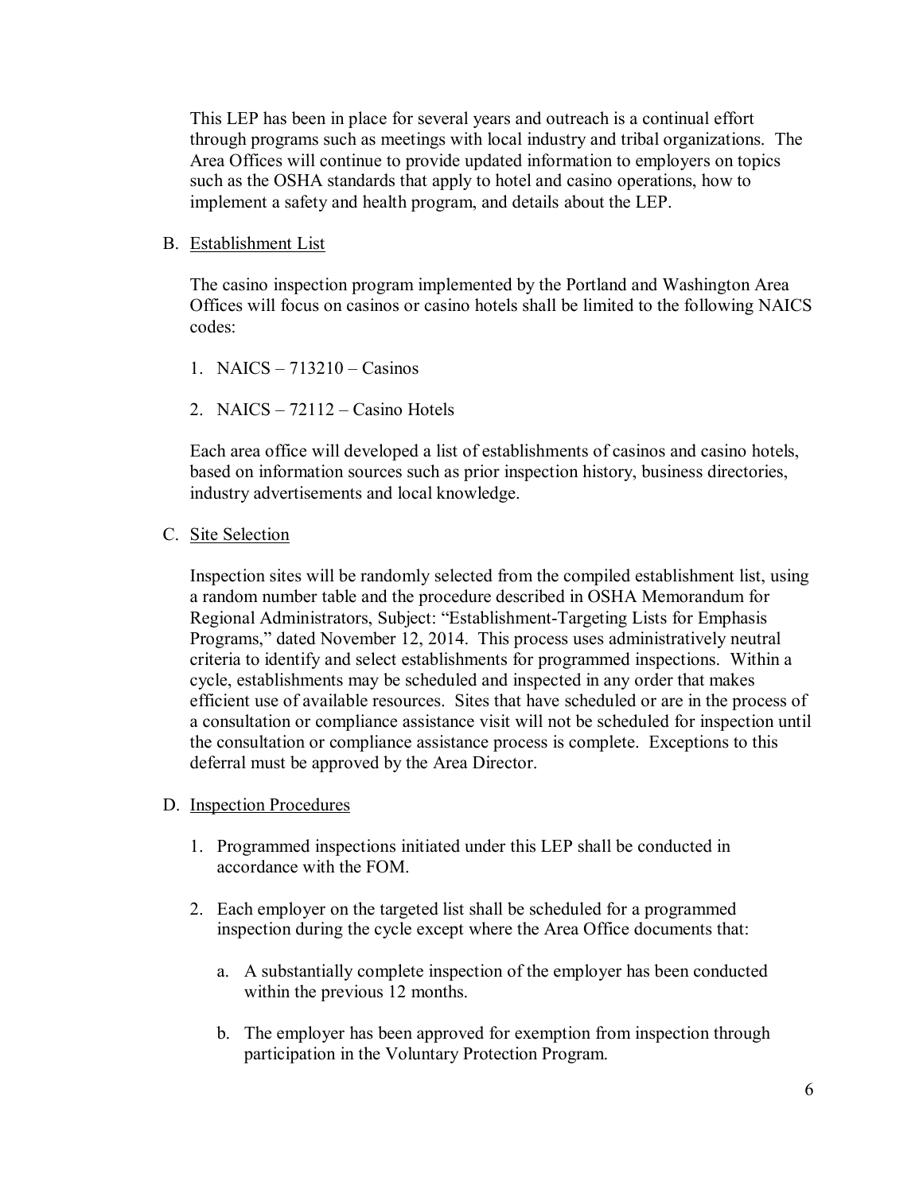This LEP has been in place for several years and outreach is a continual effort through programs such as meetings with local industry and tribal organizations. The Area Offices will continue to provide updated information to employers on topics such as the OSHA standards that apply to hotel and casino operations, how to implement a safety and health program, and details about the LEP.

B. Establishment List

The casino inspection program implemented by the Portland and Washington Area Offices will focus on casinos or casino hotels shall be limited to the following NAICS codes:

1. NAICS – 713210 – Casinos
2. NAICS – 72112 – Casino Hotels

Each area office will developed a list of establishments of casinos and casino hotels, based on information sources such as prior inspection history, business directories, industry advertisements and local knowledge.

C. Site Selection

Inspection sites will be randomly selected from the compiled establishment list, using a random number table and the procedure described in OSHA Memorandum for Regional Administrators, Subject: "Establishment-Targeting Lists for Emphasis Programs," dated November 12, 2014. This process uses administratively neutral criteria to identify and select establishments for programmed inspections. Within a cycle, establishments may be scheduled and inspected in any order that makes efficient use of available resources. Sites that have scheduled or are in the process of a consultation or compliance assistance visit will not be scheduled for inspection until the consultation or compliance assistance process is complete. Exceptions to this deferral must be approved by the Area Director.

D. Inspection Procedures

1. Programmed inspections initiated under this LEP shall be conducted in accordance with the FOM.
2. Each employer on the targeted list shall be scheduled for a programmed inspection during the cycle except where the Area Office documents that:
   a. A substantially complete inspection of the employer has been conducted within the previous 12 months.
   b. The employer has been approved for exemption from inspection through participation in the Voluntary Protection Program.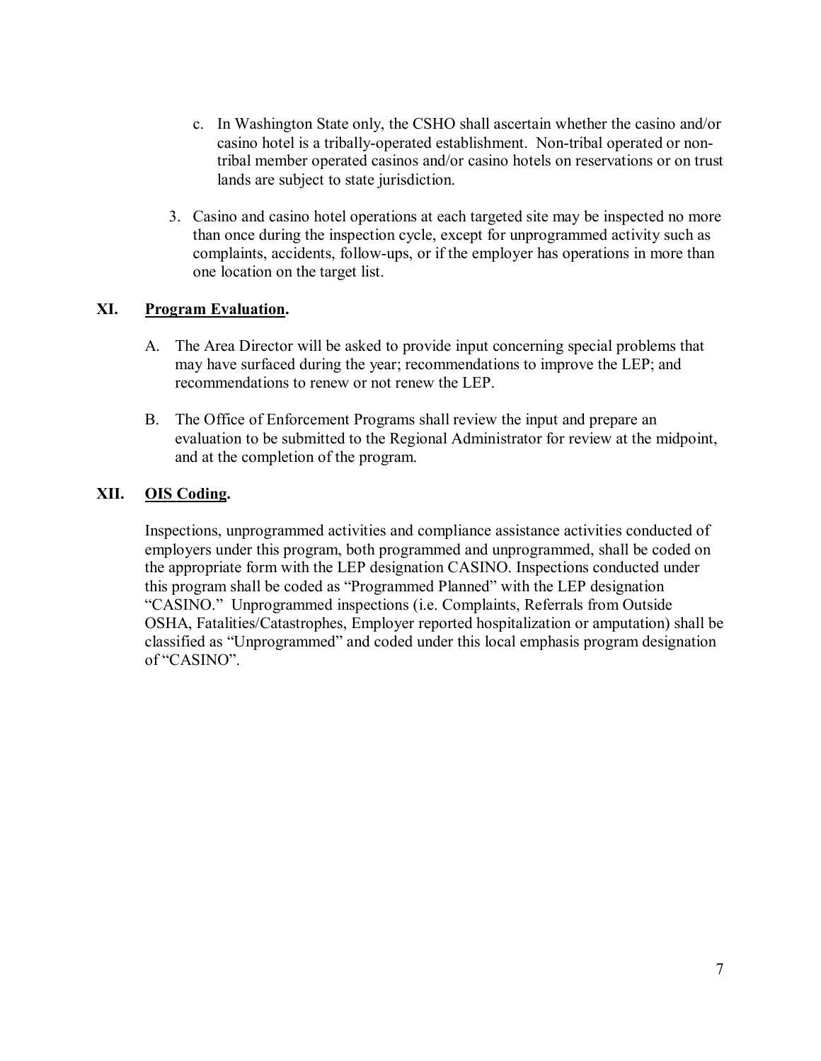c. In Washington State only, the CSHO shall ascertain whether the casino and/or casino hotel is a tribally-operated establishment. Non-tribal operated or non-tribal member operated casinos and/or casino hotels on reservations or on trust lands are subject to state jurisdiction.

3. Casino and casino hotel operations at each targeted site may be inspected no more than once during the inspection cycle, except for unprogrammed activity such as complaints, accidents, follow-ups, or if the employer has operations in more than one location on the target list.

## XI. <u>Program Evaluation</u>.

A. The Area Director will be asked to provide input concerning special problems that may have surfaced during the year; recommendations to improve the LEP; and recommendations to renew or not renew the LEP.

B. The Office of Enforcement Programs shall review the input and prepare an evaluation to be submitted to the Regional Administrator for review at the midpoint, and at the completion of the program.

## XII. <u>OIS Coding</u>.

Inspections, unprogrammed activities and compliance assistance activities conducted of employers under this program, both programmed and unprogrammed, shall be coded on the appropriate form with the LEP designation CASINO. Inspections conducted under this program shall be coded as "Programmed Planned" with the LEP designation "CASINO." Unprogrammed inspections (i.e. Complaints, Referrals from Outside OSHA, Fatalities/Catastrophes, Employer reported hospitalization or amputation) shall be classified as "Unprogrammed" and coded under this local emphasis program designation of "CASINO".